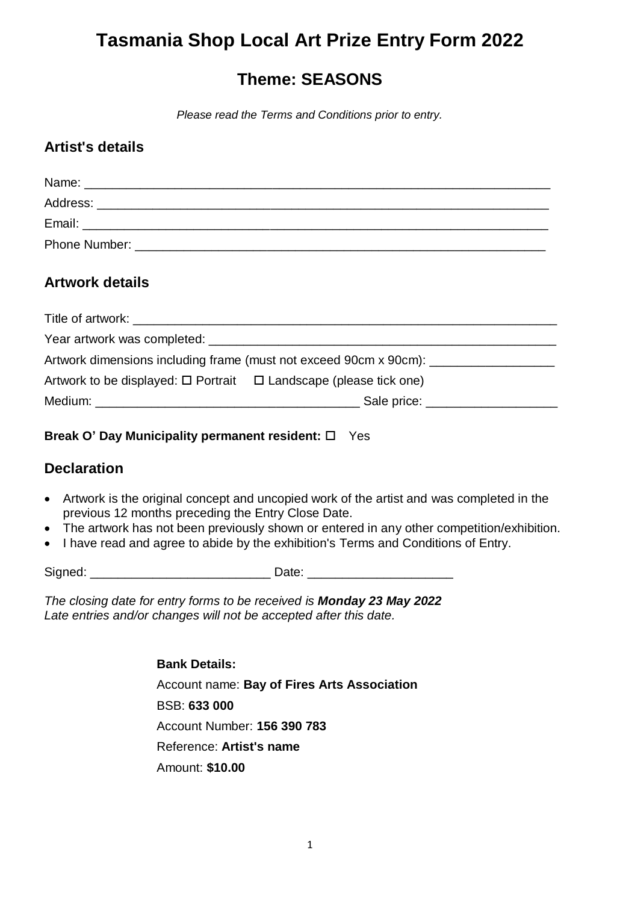# Tasmania Shop Local Art Prize Entry Form 2022

## Theme: SEASONS

*Please read the Terms and Conditions prior to entry.*

### Artist's details

Name: ______________________________________________________________________

Address: ____________________________________________________________________

Email: ______________________________________________________________________

Phone Number: _______________________________________________________________

### Artwork details

Title of artwork: _______________________________________________________________

Year artwork was completed: ____________________________________________________

Artwork dimensions including frame (must not exceed 90cm x 90cm): __________________

Artwork to be displayed: ☐ Portrait ☐ Landscape (please tick one)

Medium: _______________________________________ Sale price: ___________________

**Break O' Day Municipality permanent resident:** ☐ Yes

### Declaration

- Artwork is the original concept and uncopied work of the artist and was completed in the previous 12 months preceding the Entry Close Date.
- The artwork has not been previously shown or entered in any other competition/exhibition.
- I have read and agree to abide by the exhibition's Terms and Conditions of Entry.

Signed: __________________________ Date: _____________________

*The closing date for entry forms to be received is **Monday 23 May 2022***
*Late entries and/or changes will not be accepted after this date.*

**Bank Details:**

Account name: **Bay of Fires Arts Association**

BSB: **633 000**

Account Number: **156 390 783**

Reference: **Artist's name**

Amount: **$10.00**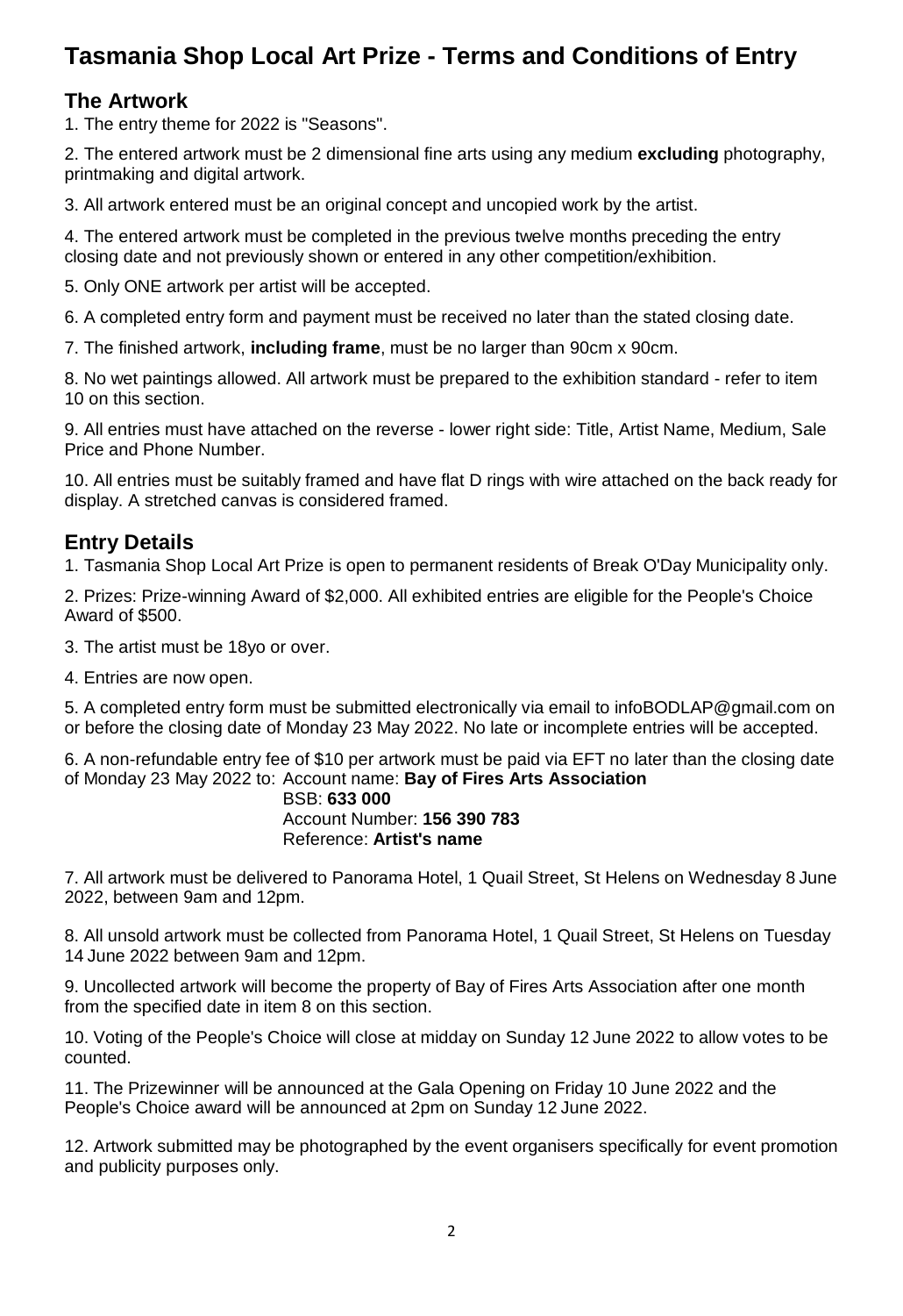# Tasmania Shop Local Art Prize - Terms and Conditions of Entry

## The Artwork

1. The entry theme for 2022 is "Seasons".

2. The entered artwork must be 2 dimensional fine arts using any medium **excluding** photography, printmaking and digital artwork.

3. All artwork entered must be an original concept and uncopied work by the artist.

4. The entered artwork must be completed in the previous twelve months preceding the entry closing date and not previously shown or entered in any other competition/exhibition.

5. Only ONE artwork per artist will be accepted.

6. A completed entry form and payment must be received no later than the stated closing date.

7. The finished artwork, **including frame**, must be no larger than 90cm x 90cm.

8. No wet paintings allowed. All artwork must be prepared to the exhibition standard - refer to item 10 on this section.

9. All entries must have attached on the reverse - lower right side: Title, Artist Name, Medium, Sale Price and Phone Number.

10. All entries must be suitably framed and have flat D rings with wire attached on the back ready for display. A stretched canvas is considered framed.

## Entry Details

1. Tasmania Shop Local Art Prize is open to permanent residents of Break O'Day Municipality only.

2. Prizes: Prize-winning Award of $2,000. All exhibited entries are eligible for the People's Choice Award of $500.

3. The artist must be 18yo or over.

4. Entries are now open.

5. A completed entry form must be submitted electronically via email to infoBODLAP@gmail.com on or before the closing date of Monday 23 May 2022. No late or incomplete entries will be accepted.

6. A non-refundable entry fee of $10 per artwork must be paid via EFT no later than the closing date of Monday 23 May 2022 to: Account name: **Bay of Fires Arts Association**
   BSB: **633 000**
   Account Number: **156 390 783**
   Reference: **Artist's name**

7. All artwork must be delivered to Panorama Hotel, 1 Quail Street, St Helens on Wednesday 8 June 2022, between 9am and 12pm.

8. All unsold artwork must be collected from Panorama Hotel, 1 Quail Street, St Helens on Tuesday 14 June 2022 between 9am and 12pm.

9. Uncollected artwork will become the property of Bay of Fires Arts Association after one month from the specified date in item 8 on this section.

10. Voting of the People's Choice will close at midday on Sunday 12 June 2022 to allow votes to be counted.

11. The Prizewinner will be announced at the Gala Opening on Friday 10 June 2022 and the People's Choice award will be announced at 2pm on Sunday 12 June 2022.

12. Artwork submitted may be photographed by the event organisers specifically for event promotion and publicity purposes only.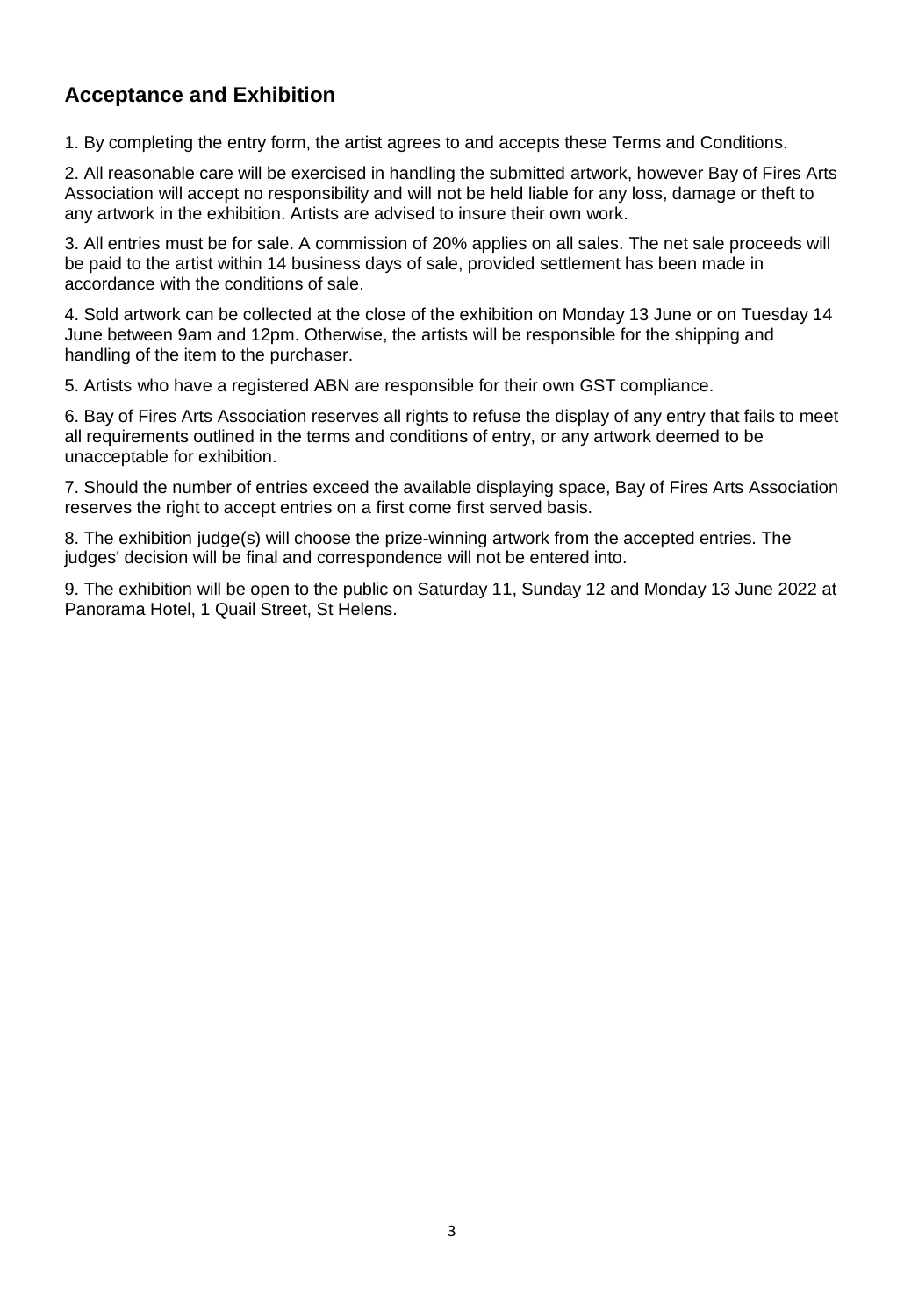## Acceptance and Exhibition

1. By completing the entry form, the artist agrees to and accepts these Terms and Conditions.

2. All reasonable care will be exercised in handling the submitted artwork, however Bay of Fires Arts Association will accept no responsibility and will not be held liable for any loss, damage or theft to any artwork in the exhibition. Artists are advised to insure their own work.

3. All entries must be for sale. A commission of 20% applies on all sales. The net sale proceeds will be paid to the artist within 14 business days of sale, provided settlement has been made in accordance with the conditions of sale.

4. Sold artwork can be collected at the close of the exhibition on Monday 13 June or on Tuesday 14 June between 9am and 12pm. Otherwise, the artists will be responsible for the shipping and handling of the item to the purchaser.

5. Artists who have a registered ABN are responsible for their own GST compliance.

6. Bay of Fires Arts Association reserves all rights to refuse the display of any entry that fails to meet all requirements outlined in the terms and conditions of entry, or any artwork deemed to be unacceptable for exhibition.

7. Should the number of entries exceed the available displaying space, Bay of Fires Arts Association reserves the right to accept entries on a first come first served basis.

8. The exhibition judge(s) will choose the prize-winning artwork from the accepted entries. The judges' decision will be final and correspondence will not be entered into.

9. The exhibition will be open to the public on Saturday 11, Sunday 12 and Monday 13 June 2022 at Panorama Hotel, 1 Quail Street, St Helens.